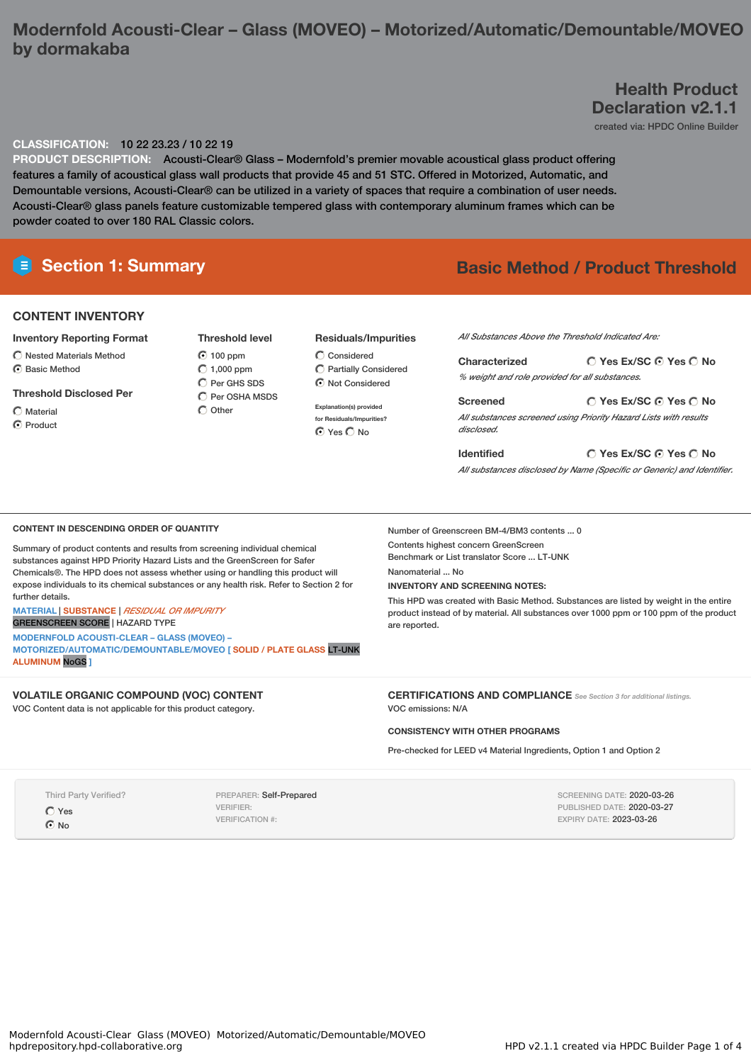# Modernfold Acousti-Clear – Glass (MOVEO) – Motorized/Automatic/Demountable/MOVEO by dormakaba

## Health Product Declaration v2.1.1

created via: HPDC Online Builder

**CLASSIFICATION:** 10 22 23.23 / 10 22 19

**PRODUCT DESCRIPTION:** Acousti-Clear® Glass – Modernfold's premier movable acoustical glass product offering features a family of acoustical glass wall products that provide 45 and 51 STC. Offered in Motorized, Automatic, and Demountable versions, Acousti-Clear® can be utilized in a variety of spaces that require a combination of user needs. Acousti-Clear® glass panels feature customizable tempered glass with contemporary aluminum frames which can be powder coated to over 180 RAL Classic colors.

## Section 1: Summary

**Basic Method / Product Threshold**

### CONTENT INVENTORY

**Inventory Reporting Format**

- ○ Nested Materials Method
- ◉ Basic Method

**Threshold Disclosed Per**

- ○ Material
- ◉ Product

**Threshold level**

- ◉ 100 ppm
- ○ 1,000 ppm
- ○ Per GHS SDS
- ○ Per OSHA MSDS
- ○ Other

**Residuals/Impurities**

- ○ Considered
- ○ Partially Considered
- ◉ Not Considered

Explanation(s) provided for Residuals/Impurities?

◉ Yes ○ No

*All Substances Above the Threshold Indicated Are:*

**Characterized** ○ Yes Ex/SC ◉ Yes ○ No

*% weight and role provided for all substances.*

**Screened** ○ Yes Ex/SC ◉ Yes ○ No

*All substances screened using Priority Hazard Lists with results disclosed.*

**Identified** ○ Yes Ex/SC ◉ Yes ○ No

*All substances disclosed by Name (Specific or Generic) and Identifier.*

### CONTENT IN DESCENDING ORDER OF QUANTITY

Summary of product contents and results from screening individual chemical substances against HPD Priority Hazard Lists and the GreenScreen for Safer Chemicals®. The HPD does not assess whether using or handling this product will expose individuals to its chemical substances or any health risk. Refer to Section 2 for further details.

MATERIAL | SUBSTANCE | *RESIDUAL OR IMPURITY*
GREENSCREEN SCORE | HAZARD TYPE

MODERNFOLD ACOUSTI-CLEAR – GLASS (MOVEO) – MOTORIZED/AUTOMATIC/DEMOUNTABLE/MOVEO [ SOLID / PLATE GLASS LT-UNK ALUMINUM NoGS ]

Number of Greenscreen BM-4/BM3 contents ... 0

Contents highest concern GreenScreen Benchmark or List translator Score ... LT-UNK

Nanomaterial ... No

**INVENTORY AND SCREENING NOTES:**

This HPD was created with Basic Method. Substances are listed by weight in the entire product instead of by material. All substances over 1000 ppm or 100 ppm of the product are reported.

### VOLATILE ORGANIC COMPOUND (VOC) CONTENT

VOC Content data is not applicable for this product category.

### CERTIFICATIONS AND COMPLIANCE

*See Section 3 for additional listings.*

VOC emissions: N/A

**CONSISTENCY WITH OTHER PROGRAMS**

Pre-checked for LEED v4 Material Ingredients, Option 1 and Option 2

Third Party Verified?

- ○ Yes
- ◉ No

PREPARER: Self-Prepared
VERIFIER:
VERIFICATION #:

SCREENING DATE: 2020-03-26
PUBLISHED DATE: 2020-03-27
EXPIRY DATE: 2023-03-26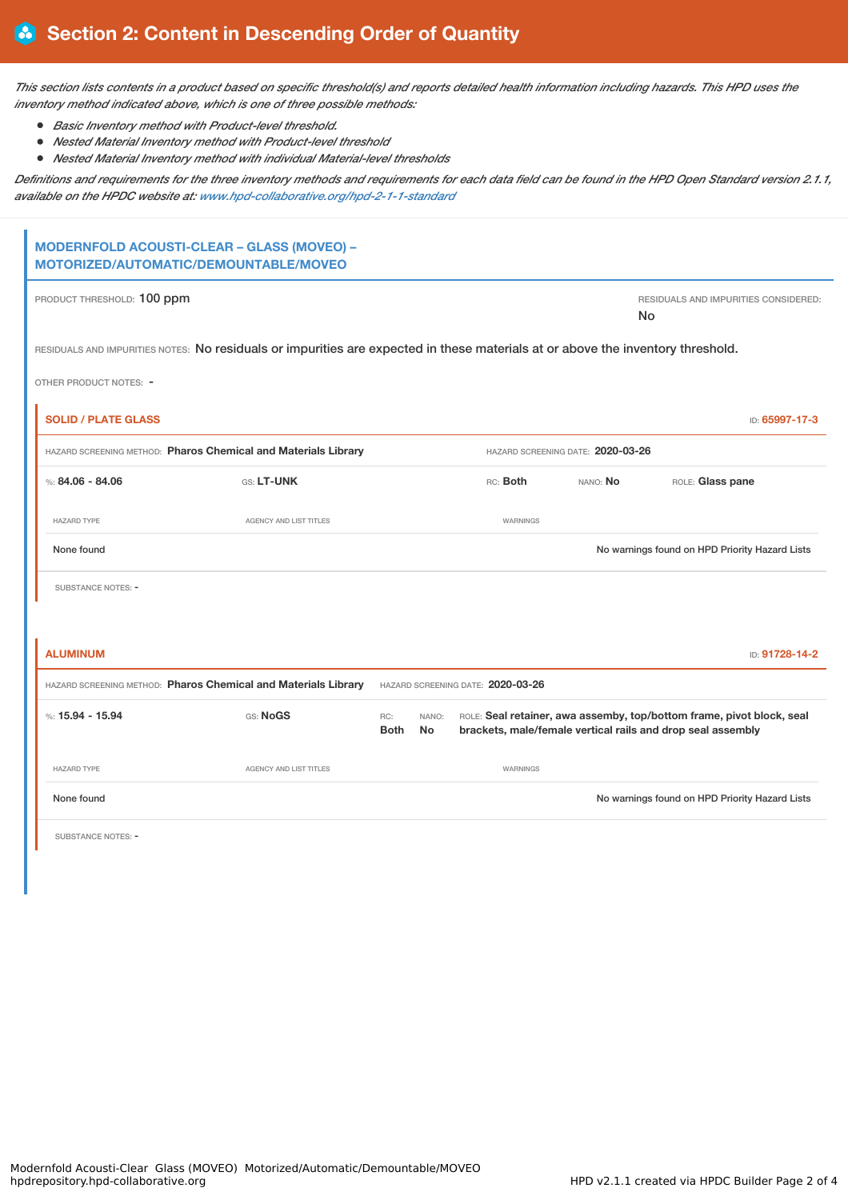## Section 2: Content in Descending Order of Quantity

*This section lists contents in a product based on specific threshold(s) and reports detailed health information including hazards. This HPD uses the inventory method indicated above, which is one of three possible methods:*

- *Basic Inventory method with Product-level threshold.*
- *Nested Material Inventory method with Product-level threshold*
- *Nested Material Inventory method with individual Material-level thresholds*

*Definitions and requirements for the three inventory methods and requirements for each data field can be found in the HPD Open Standard version 2.1.1, available on the HPDC website at: www.hpd-collaborative.org/hpd-2-1-1-standard*

### MODERNFOLD ACOUSTI-CLEAR – GLASS (MOVEO) – MOTORIZED/AUTOMATIC/DEMOUNTABLE/MOVEO

PRODUCT THRESHOLD: 100 ppm

RESIDUALS AND IMPURITIES CONSIDERED: No

RESIDUALS AND IMPURITIES NOTES: No residuals or impurities are expected in these materials at or above the inventory threshold.

OTHER PRODUCT NOTES: -

#### SOLID / PLATE GLASS

ID: 65997-17-3

HAZARD SCREENING METHOD: **Pharos Chemical and Materials Library**

HAZARD SCREENING DATE: **2020-03-26**

%: **84.06 - 84.06** | GS: **LT-UNK** | RC: **Both** | NANO: **No** | ROLE: **Glass pane**

| HAZARD TYPE | AGENCY AND LIST TITLES | WARNINGS |
|---|---|---|
| None found | | No warnings found on HPD Priority Hazard Lists |

SUBSTANCE NOTES: -

#### ALUMINUM

ID: 91728-14-2

HAZARD SCREENING METHOD: **Pharos Chemical and Materials Library**

HAZARD SCREENING DATE: **2020-03-26**

%: **15.94 - 15.94** | GS: **NoGS** | RC: **Both** | NANO: **No** | ROLE: **Seal retainer, awa assemby, top/bottom frame, pivot block, seal brackets, male/female vertical rails and drop seal assembly**

| HAZARD TYPE | AGENCY AND LIST TITLES | WARNINGS |
|---|---|---|
| None found | | No warnings found on HPD Priority Hazard Lists |

SUBSTANCE NOTES: -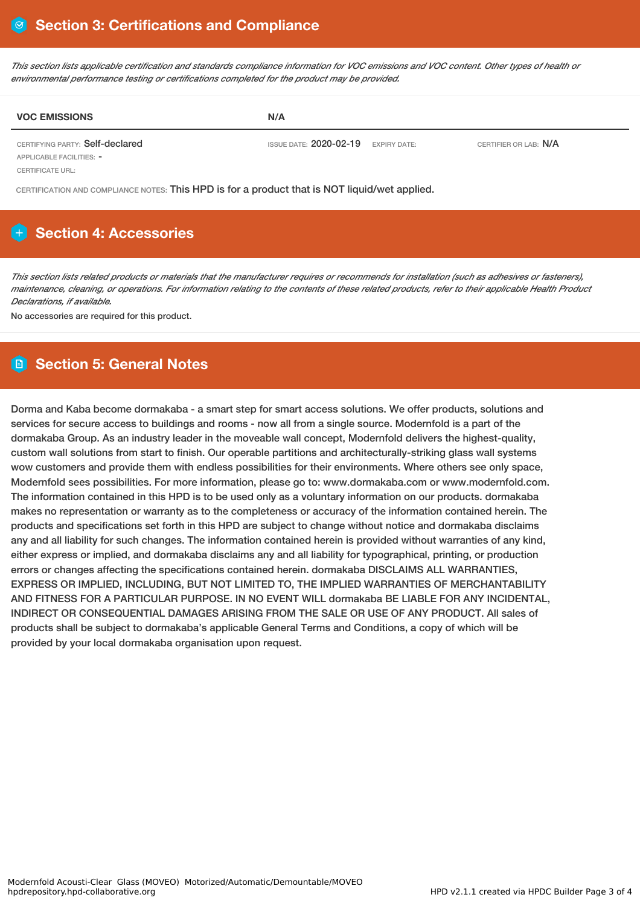## Section 3: Certifications and Compliance

*This section lists applicable certification and standards compliance information for VOC emissions and VOC content. Other types of health or environmental performance testing or certifications completed for the product may be provided.*

| VOC EMISSIONS | N/A | | |
|---|---|---|---|
| CERTIFYING PARTY: Self-declared | ISSUE DATE: 2020-02-19 | EXPIRY DATE: | CERTIFIER OR LAB: N/A |
| APPLICABLE FACILITIES: - | | | |
| CERTIFICATE URL: | | | |

CERTIFICATION AND COMPLIANCE NOTES: This HPD is for a product that is NOT liquid/wet applied.

## Section 4: Accessories

*This section lists related products or materials that the manufacturer requires or recommends for installation (such as adhesives or fasteners), maintenance, cleaning, or operations. For information relating to the contents of these related products, refer to their applicable Health Product Declarations, if available.*

No accessories are required for this product.

## Section 5: General Notes

Dorma and Kaba become dormakaba - a smart step for smart access solutions. We offer products, solutions and services for secure access to buildings and rooms - now all from a single source. Modernfold is a part of the dormakaba Group. As an industry leader in the moveable wall concept, Modernfold delivers the highest-quality, custom wall solutions from start to finish. Our operable partitions and architecturally-striking glass wall systems wow customers and provide them with endless possibilities for their environments. Where others see only space, Modernfold sees possibilities. For more information, please go to: www.dormakaba.com or www.modernfold.com. The information contained in this HPD is to be used only as a voluntary information on our products. dormakaba makes no representation or warranty as to the completeness or accuracy of the information contained herein. The products and specifications set forth in this HPD are subject to change without notice and dormakaba disclaims any and all liability for such changes. The information contained herein is provided without warranties of any kind, either express or implied, and dormakaba disclaims any and all liability for typographical, printing, or production errors or changes affecting the specifications contained herein. dormakaba DISCLAIMS ALL WARRANTIES, EXPRESS OR IMPLIED, INCLUDING, BUT NOT LIMITED TO, THE IMPLIED WARRANTIES OF MERCHANTABILITY AND FITNESS FOR A PARTICULAR PURPOSE. IN NO EVENT WILL dormakaba BE LIABLE FOR ANY INCIDENTAL, INDIRECT OR CONSEQUENTIAL DAMAGES ARISING FROM THE SALE OR USE OF ANY PRODUCT. All sales of products shall be subject to dormakaba's applicable General Terms and Conditions, a copy of which will be provided by your local dormakaba organisation upon request.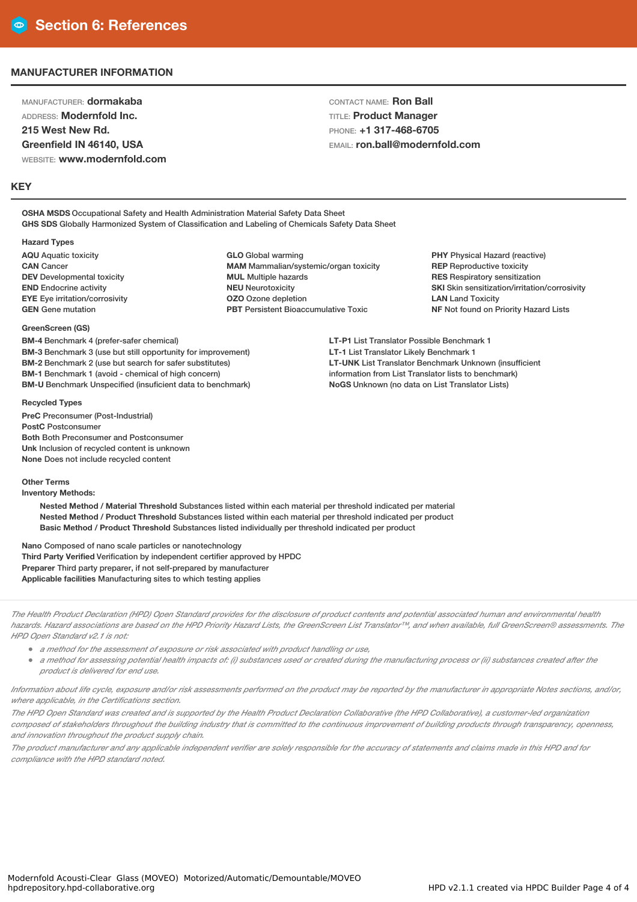# Section 6: References

## MANUFACTURER INFORMATION

MANUFACTURER: **dormakaba**
ADDRESS: **Modernfold Inc.**
**215 West New Rd.**
**Greenfield IN 46140, USA**
WEBSITE: **www.modernfold.com**

CONTACT NAME: **Ron Ball**
TITLE: **Product Manager**
PHONE: **+1 317-468-6705**
EMAIL: **ron.ball@modernfold.com**

## KEY

**OSHA MSDS** Occupational Safety and Health Administration Material Safety Data Sheet
**GHS SDS** Globally Harmonized System of Classification and Labeling of Chemicals Safety Data Sheet

**Hazard Types**

**AQU** Aquatic toxicity
**CAN** Cancer
**DEV** Developmental toxicity
**END** Endocrine activity
**EYE** Eye irritation/corrosivity
**GEN** Gene mutation
**GLO** Global warming
**MAM** Mammalian/systemic/organ toxicity
**MUL** Multiple hazards
**NEU** Neurotoxicity
**OZO** Ozone depletion
**PBT** Persistent Bioaccumulative Toxic
**PHY** Physical Hazard (reactive)
**REP** Reproductive toxicity
**RES** Respiratory sensitization
**SKI** Skin sensitization/irritation/corrosivity
**LAN** Land Toxicity
**NF** Not found on Priority Hazard Lists

**GreenScreen (GS)**

**BM-4** Benchmark 4 (prefer-safer chemical)
**BM-3** Benchmark 3 (use but still opportunity for improvement)
**BM-2** Benchmark 2 (use but search for safer substitutes)
**BM-1** Benchmark 1 (avoid - chemical of high concern)
**BM-U** Benchmark Unspecified (insuficient data to benchmark)
**LT-P1** List Translator Possible Benchmark 1
**LT-1** List Translator Likely Benchmark 1
**LT-UNK** List Translator Benchmark Unknown (insufficient information from List Translator lists to benchmark)
**NoGS** Unknown (no data on List Translator Lists)

**Recycled Types**

**PreC** Preconsumer (Post-Industrial)
**PostC** Postconsumer
**Both** Both Preconsumer and Postconsumer
**Unk** Inclusion of recycled content is unknown
**None** Does not include recycled content

**Other Terms**
**Inventory Methods:**

- **Nested Method / Material Threshold** Substances listed within each material per threshold indicated per material
- **Nested Method / Product Threshold** Substances listed within each material per threshold indicated per product
- **Basic Method / Product Threshold** Substances listed individually per threshold indicated per product

**Nano** Composed of nano scale particles or nanotechnology
**Third Party Verified** Verification by independent certifier approved by HPDC
**Preparer** Third party preparer, if not self-prepared by manufacturer
**Applicable facilities** Manufacturing sites to which testing applies

*The Health Product Declaration (HPD) Open Standard provides for the disclosure of product contents and potential associated human and environmental health hazards. Hazard associations are based on the HPD Priority Hazard Lists, the GreenScreen List Translator™, and when available, full GreenScreen® assessments. The HPD Open Standard v2.1 is not:*

- *a method for the assessment of exposure or risk associated with product handling or use,*
- *a method for assessing potential health impacts of: (i) substances used or created during the manufacturing process or (ii) substances created after the product is delivered for end use.*

*Information about life cycle, exposure and/or risk assessments performed on the product may be reported by the manufacturer in appropriate Notes sections, and/or, where applicable, in the Certifications section.*

*The HPD Open Standard was created and is supported by the Health Product Declaration Collaborative (the HPD Collaborative), a customer-led organization composed of stakeholders throughout the building industry that is committed to the continuous improvement of building products through transparency, openness, and innovation throughout the product supply chain.*

*The product manufacturer and any applicable independent verifier are solely responsible for the accuracy of statements and claims made in this HPD and for compliance with the HPD standard noted.*